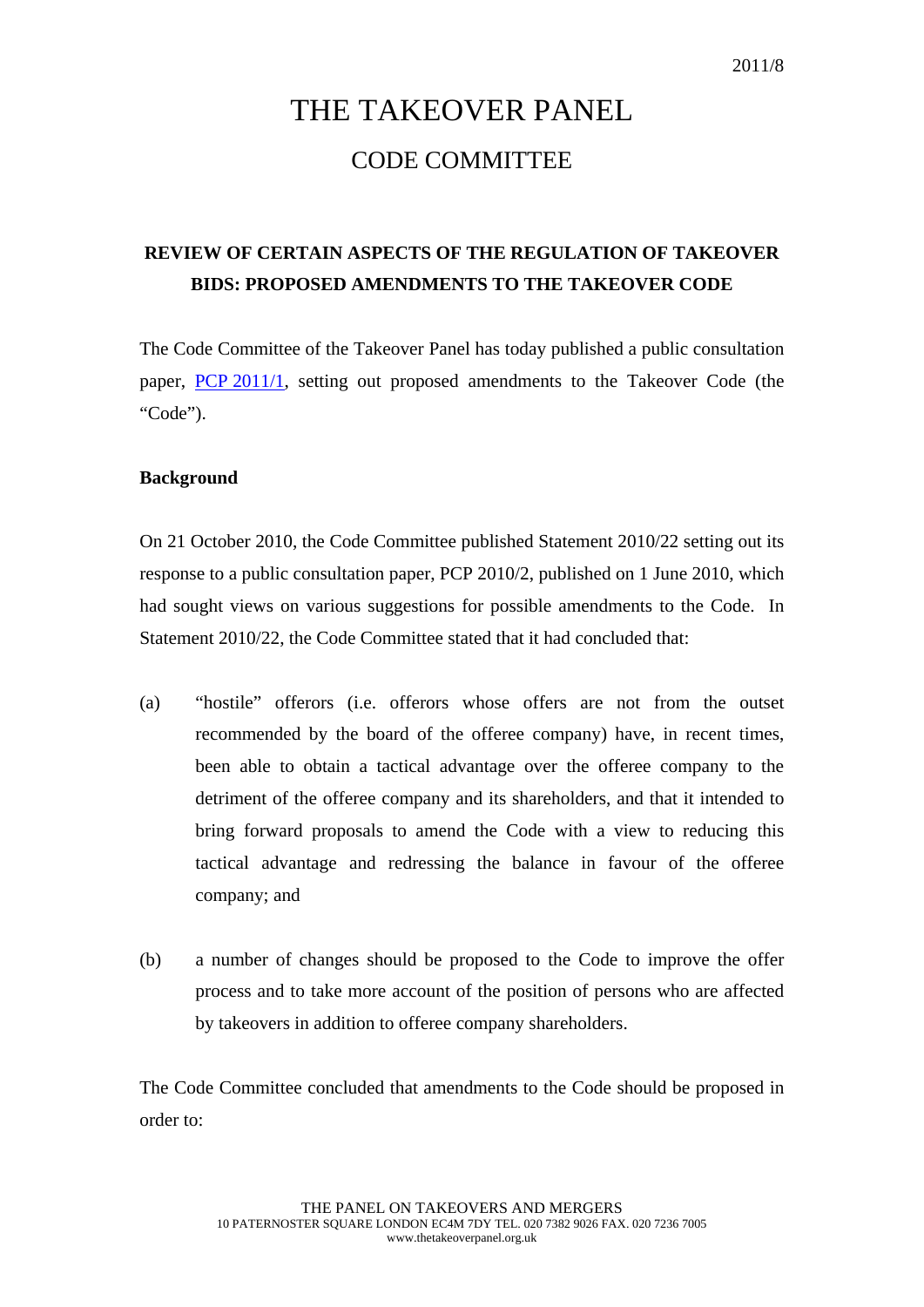2011/8

# THE TAKEOVER PANEL

## CODE COMMITTEE

### REVIEW OF CERTAIN ASPECTS OF THE REGULATION OF TAKEOVER BIDS: PROPOSED AMENDMENTS TO THE TAKEOVER CODE

The Code Committee of the Takeover Panel has today published a public consultation paper, PCP 2011/1, setting out proposed amendments to the Takeover Code (the "Code").

**Background**

On 21 October 2010, the Code Committee published Statement 2010/22 setting out its response to a public consultation paper, PCP 2010/2, published on 1 June 2010, which had sought views on various suggestions for possible amendments to the Code. In Statement 2010/22, the Code Committee stated that it had concluded that:

(a) "hostile" offerors (i.e. offerors whose offers are not from the outset recommended by the board of the offeree company) have, in recent times, been able to obtain a tactical advantage over the offeree company to the detriment of the offeree company and its shareholders, and that it intended to bring forward proposals to amend the Code with a view to reducing this tactical advantage and redressing the balance in favour of the offeree company; and

(b) a number of changes should be proposed to the Code to improve the offer process and to take more account of the position of persons who are affected by takeovers in addition to offeree company shareholders.

The Code Committee concluded that amendments to the Code should be proposed in order to: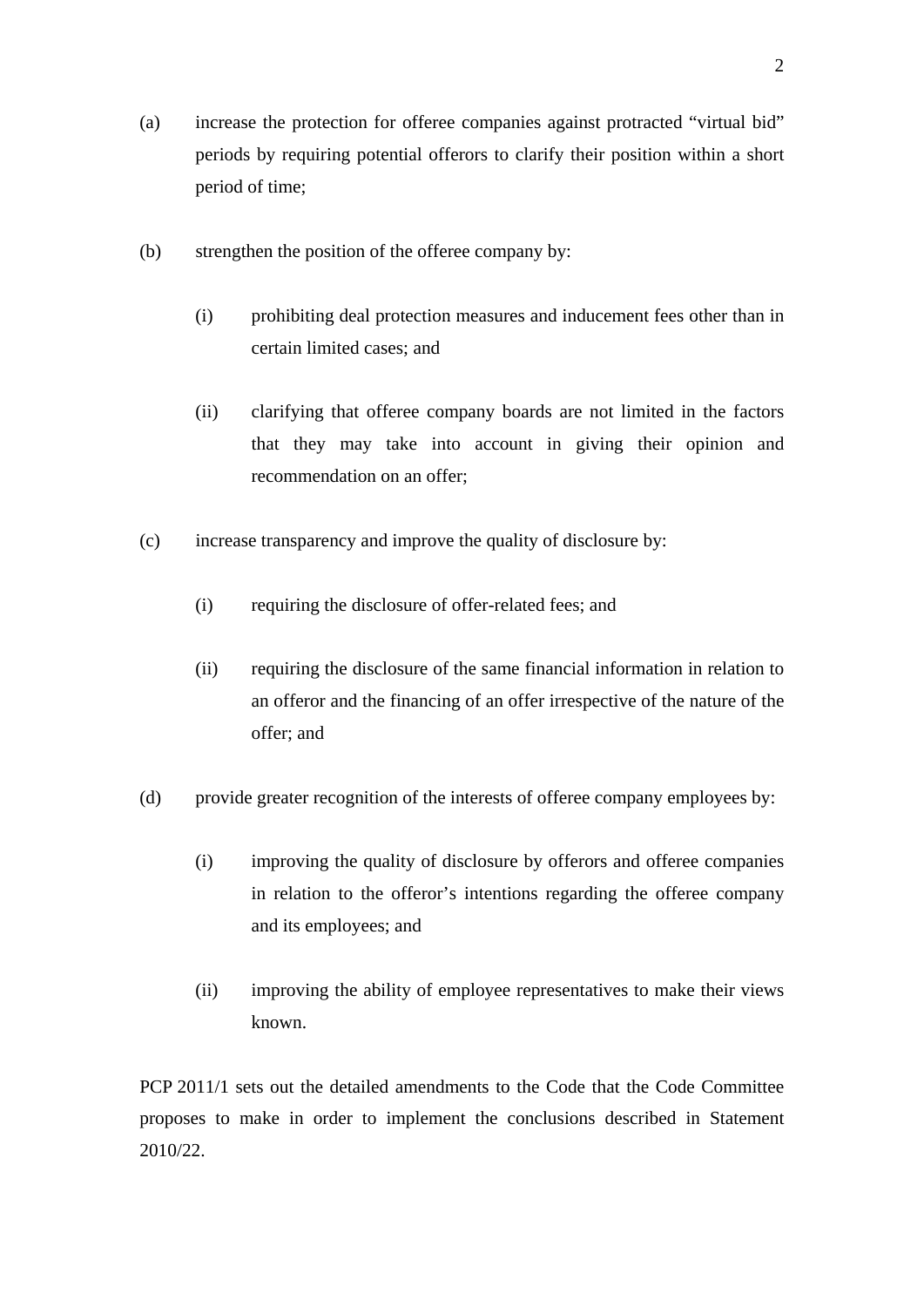(a) increase the protection for offeree companies against protracted "virtual bid" periods by requiring potential offerors to clarify their position within a short period of time;

(b) strengthen the position of the offeree company by:

    (i) prohibiting deal protection measures and inducement fees other than in certain limited cases; and

    (ii) clarifying that offeree company boards are not limited in the factors that they may take into account in giving their opinion and recommendation on an offer;

(c) increase transparency and improve the quality of disclosure by:

    (i) requiring the disclosure of offer-related fees; and

    (ii) requiring the disclosure of the same financial information in relation to an offeror and the financing of an offer irrespective of the nature of the offer; and

(d) provide greater recognition of the interests of offeree company employees by:

    (i) improving the quality of disclosure by offerors and offeree companies in relation to the offeror's intentions regarding the offeree company and its employees; and

    (ii) improving the ability of employee representatives to make their views known.

PCP 2011/1 sets out the detailed amendments to the Code that the Code Committee proposes to make in order to implement the conclusions described in Statement 2010/22.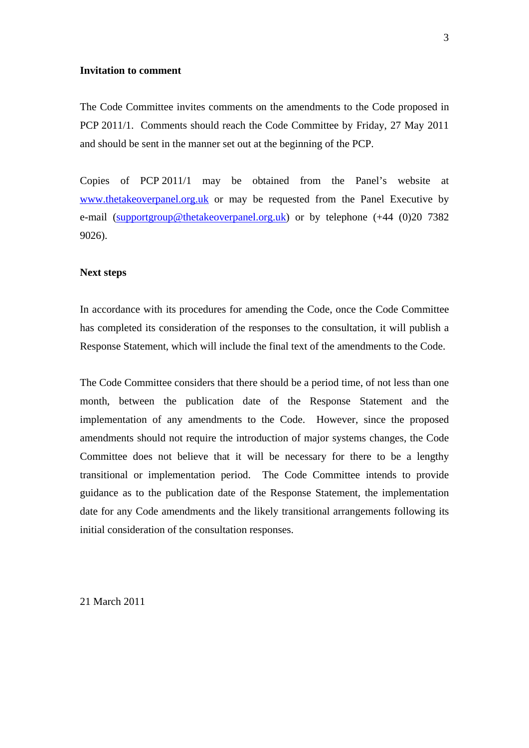**Invitation to comment**

The Code Committee invites comments on the amendments to the Code proposed in PCP 2011/1. Comments should reach the Code Committee by Friday, 27 May 2011 and should be sent in the manner set out at the beginning of the PCP.

Copies of PCP 2011/1 may be obtained from the Panel's website at www.thetakeoverpanel.org.uk or may be requested from the Panel Executive by e-mail (supportgroup@thetakeoverpanel.org.uk) or by telephone (+44 (0)20 7382 9026).

**Next steps**

In accordance with its procedures for amending the Code, once the Code Committee has completed its consideration of the responses to the consultation, it will publish a Response Statement, which will include the final text of the amendments to the Code.

The Code Committee considers that there should be a period time, of not less than one month, between the publication date of the Response Statement and the implementation of any amendments to the Code. However, since the proposed amendments should not require the introduction of major systems changes, the Code Committee does not believe that it will be necessary for there to be a lengthy transitional or implementation period. The Code Committee intends to provide guidance as to the publication date of the Response Statement, the implementation date for any Code amendments and the likely transitional arrangements following its initial consideration of the consultation responses.

21 March 2011